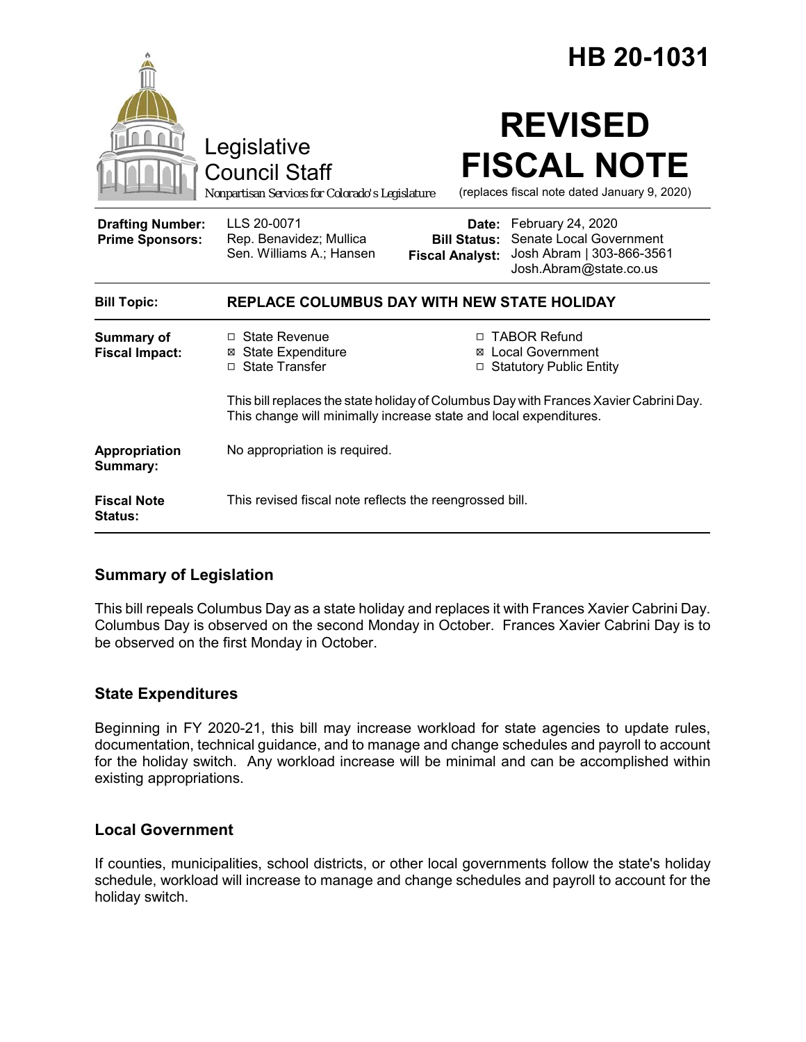# HB 20-1031

Legislative Council Staff

*Nonpartisan Services for Colorado's Legislature*

# REVISED FISCAL NOTE

(replaces fiscal note dated January 9, 2020)

| | | | |
|---|---|---|---|
| **Drafting Number:** | LLS 20-0071 | **Date:** | February 24, 2020 |
| **Prime Sponsors:** | Rep. Benavidez; Mullica<br>Sen. Williams A.; Hansen | **Bill Status:** | Senate Local Government |
| | | **Fiscal Analyst:** | Josh Abram \| 303-866-3561<br>Josh.Abram@state.co.us |

| | |
|---|---|
| **Bill Topic:** | **REPLACE COLUMBUS DAY WITH NEW STATE HOLIDAY** |
| **Summary of Fiscal Impact:** | ☐ State Revenue<br>☒ State Expenditure<br>☐ State Transfer<br>☐ TABOR Refund<br>☒ Local Government<br>☐ Statutory Public Entity<br><br>This bill replaces the state holiday of Columbus Day with Frances Xavier Cabrini Day. This change will minimally increase state and local expenditures. |
| **Appropriation Summary:** | No appropriation is required. |
| **Fiscal Note Status:** | This revised fiscal note reflects the reengrossed bill. |

## Summary of Legislation

This bill repeals Columbus Day as a state holiday and replaces it with Frances Xavier Cabrini Day. Columbus Day is observed on the second Monday in October. Frances Xavier Cabrini Day is to be observed on the first Monday in October.

## State Expenditures

Beginning in FY 2020-21, this bill may increase workload for state agencies to update rules, documentation, technical guidance, and to manage and change schedules and payroll to account for the holiday switch. Any workload increase will be minimal and can be accomplished within existing appropriations.

## Local Government

If counties, municipalities, school districts, or other local governments follow the state's holiday schedule, workload will increase to manage and change schedules and payroll to account for the holiday switch.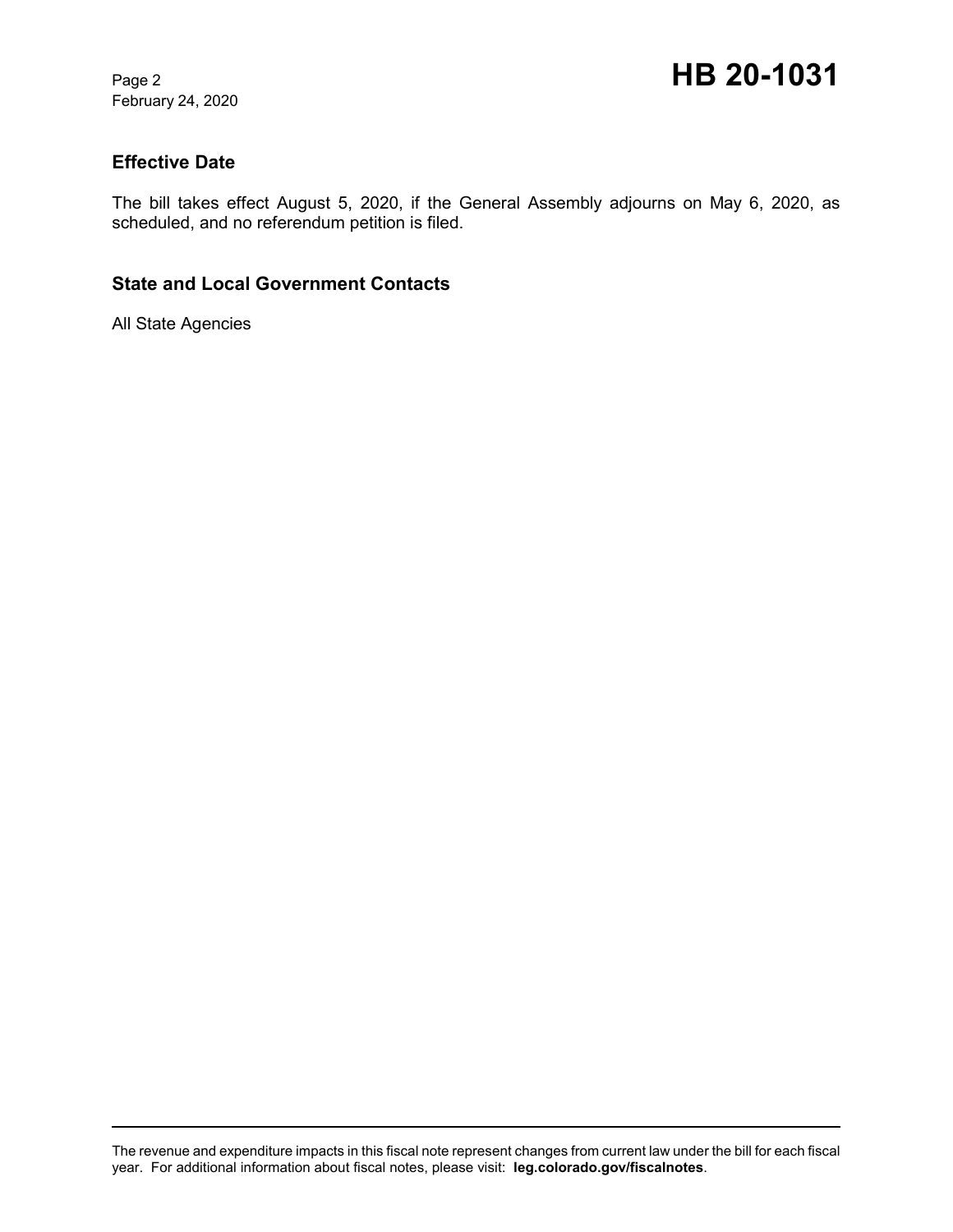## Effective Date

The bill takes effect August 5, 2020, if the General Assembly adjourns on May 6, 2020, as scheduled, and no referendum petition is filed.

## State and Local Government Contacts

All State Agencies

The revenue and expenditure impacts in this fiscal note represent changes from current law under the bill for each fiscal year. For additional information about fiscal notes, please visit: **leg.colorado.gov/fiscalnotes**.